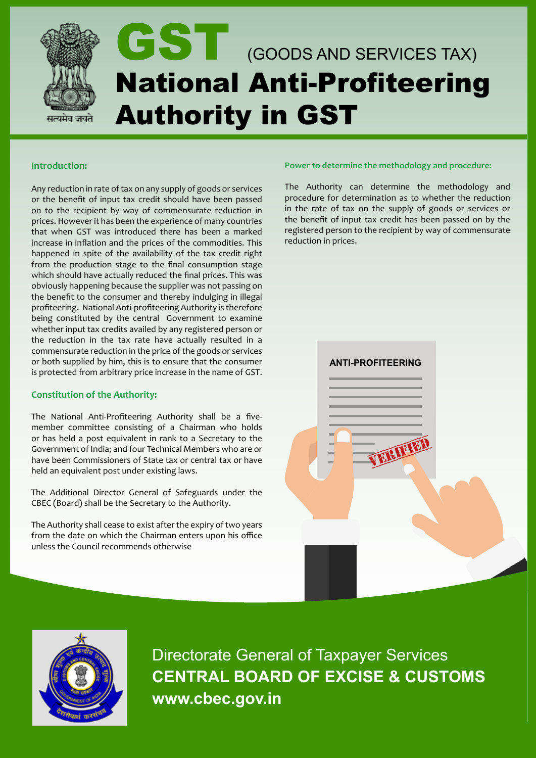# GST (GOODS AND SERVICES TAX)

# National Anti-Profiteering Authority in GST

### Introduction:

Any reduction in rate of tax on any supply of goods or services or the benefit of input tax credit should have been passed on to the recipient by way of commensurate reduction in prices. However it has been the experience of many countries that when GST was introduced there has been a marked increase in inflation and the prices of the commodities. This happened in spite of the availability of the tax credit right from the production stage to the final consumption stage which should have actually reduced the final prices. This was obviously happening because the supplier was not passing on the benefit to the consumer and thereby indulging in illegal profiteering. National Anti-profiteering Authority is therefore being constituted by the central Government to examine whether input tax credits availed by any registered person or the reduction in the tax rate have actually resulted in a commensurate reduction in the price of the goods or services or both supplied by him, this is to ensure that the consumer is protected from arbitrary price increase in the name of GST.

### Constitution of the Authority:

The National Anti-Profiteering Authority shall be a five-member committee consisting of a Chairman who holds or has held a post equivalent in rank to a Secretary to the Government of India; and four Technical Members who are or have been Commissioners of State tax or central tax or have held an equivalent post under existing laws.

The Additional Director General of Safeguards under the CBEC (Board) shall be the Secretary to the Authority.

The Authority shall cease to exist after the expiry of two years from the date on which the Chairman enters upon his office unless the Council recommends otherwise

### Power to determine the methodology and procedure:

The Authority can determine the methodology and procedure for determination as to whether the reduction in the rate of tax on the supply of goods or services or the benefit of input tax credit has been passed on by the registered person to the recipient by way of commensurate reduction in prices.

Directorate General of Taxpayer Services

**CENTRAL BOARD OF EXCISE & CUSTOMS**

**www.cbec.gov.in**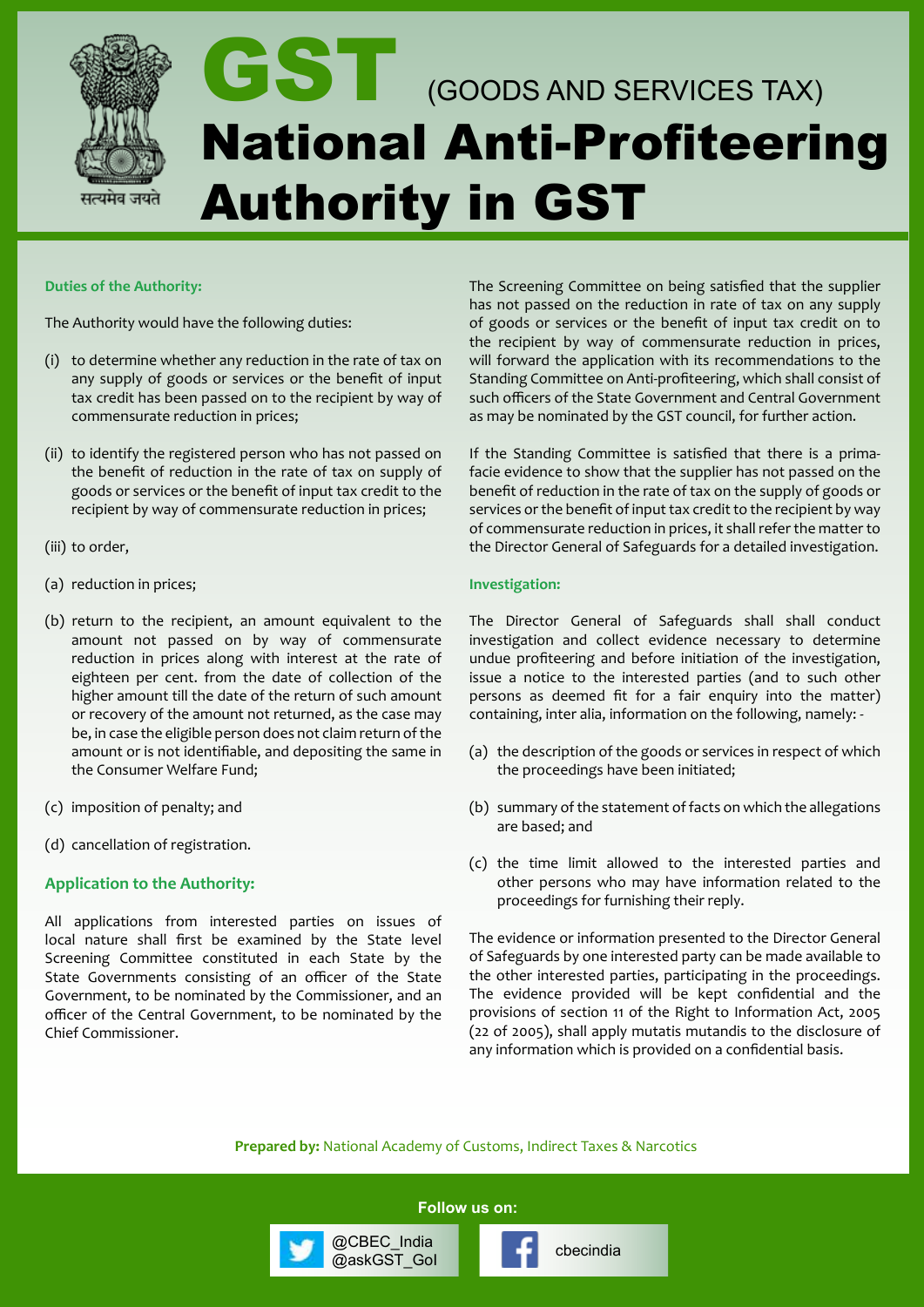# GST (GOODS AND SERVICES TAX)

# National Anti-Profiteering Authority in GST

### Duties of the Authority:

The Authority would have the following duties:

(i) to determine whether any reduction in the rate of tax on any supply of goods or services or the benefit of input tax credit has been passed on to the recipient by way of commensurate reduction in prices;

(ii) to identify the registered person who has not passed on the benefit of reduction in the rate of tax on supply of goods or services or the benefit of input tax credit to the recipient by way of commensurate reduction in prices;

(iii) to order,

(a) reduction in prices;

(b) return to the recipient, an amount equivalent to the amount not passed on by way of commensurate reduction in prices along with interest at the rate of eighteen per cent. from the date of collection of the higher amount till the date of the return of such amount or recovery of the amount not returned, as the case may be, in case the eligible person does not claim return of the amount or is not identifiable, and depositing the same in the Consumer Welfare Fund;

(c) imposition of penalty; and

(d) cancellation of registration.

### Application to the Authority:

All applications from interested parties on issues of local nature shall first be examined by the State level Screening Committee constituted in each State by the State Governments consisting of an officer of the State Government, to be nominated by the Commissioner, and an officer of the Central Government, to be nominated by the Chief Commissioner.

The Screening Committee on being satisfied that the supplier has not passed on the reduction in rate of tax on any supply of goods or services or the benefit of input tax credit on to the recipient by way of commensurate reduction in prices, will forward the application with its recommendations to the Standing Committee on Anti-profiteering, which shall consist of such officers of the State Government and Central Government as may be nominated by the GST council, for further action.

If the Standing Committee is satisfied that there is a prima-facie evidence to show that the supplier has not passed on the benefit of reduction in the rate of tax on the supply of goods or services or the benefit of input tax credit to the recipient by way of commensurate reduction in prices, it shall refer the matter to the Director General of Safeguards for a detailed investigation.

### Investigation:

The Director General of Safeguards shall shall conduct investigation and collect evidence necessary to determine undue profiteering and before initiation of the investigation, issue a notice to the interested parties (and to such other persons as deemed fit for a fair enquiry into the matter) containing, inter alia, information on the following, namely: -

(a) the description of the goods or services in respect of which the proceedings have been initiated;

(b) summary of the statement of facts on which the allegations are based; and

(c) the time limit allowed to the interested parties and other persons who may have information related to the proceedings for furnishing their reply.

The evidence or information presented to the Director General of Safeguards by one interested party can be made available to the other interested parties, participating in the proceedings. The evidence provided will be kept confidential and the provisions of section 11 of the Right to Information Act, 2005 (22 of 2005), shall apply mutatis mutandis to the disclosure of any information which is provided on a confidential basis.

**Prepared by:** National Academy of Customs, Indirect Taxes & Narcotics

**Follow us on:**

@CBEC_India
@askGST_GoI

cbecindia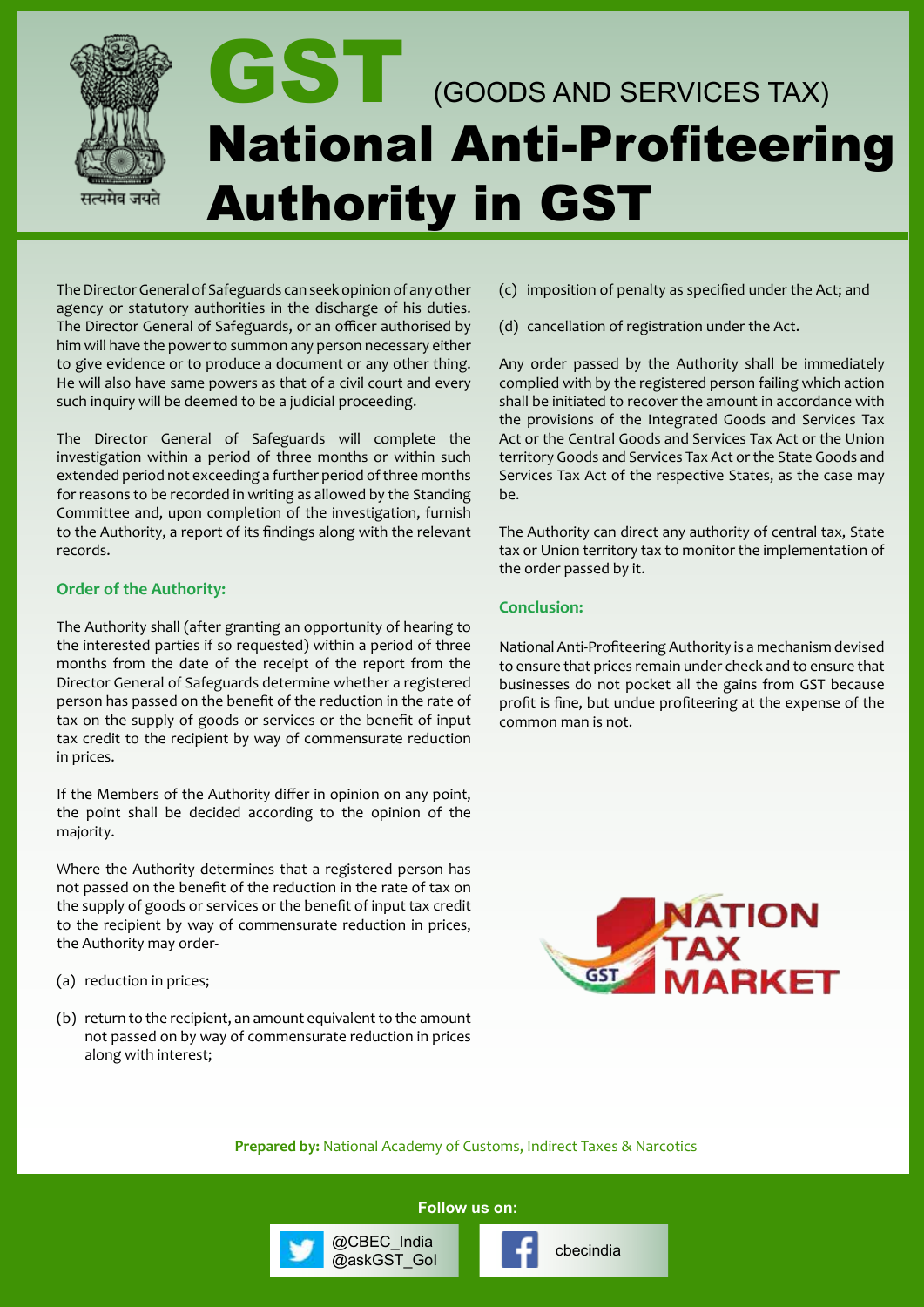# GST (GOODS AND SERVICES TAX)

# National Anti-Profiteering Authority in GST

The Director General of Safeguards can seek opinion of any other agency or statutory authorities in the discharge of his duties. The Director General of Safeguards, or an officer authorised by him will have the power to summon any person necessary either to give evidence or to produce a document or any other thing. He will also have same powers as that of a civil court and every such inquiry will be deemed to be a judicial proceeding.

The Director General of Safeguards will complete the investigation within a period of three months or within such extended period not exceeding a further period of three months for reasons to be recorded in writing as allowed by the Standing Committee and, upon completion of the investigation, furnish to the Authority, a report of its findings along with the relevant records.

### Order of the Authority:

The Authority shall (after granting an opportunity of hearing to the interested parties if so requested) within a period of three months from the date of the receipt of the report from the Director General of Safeguards determine whether a registered person has passed on the benefit of the reduction in the rate of tax on the supply of goods or services or the benefit of input tax credit to the recipient by way of commensurate reduction in prices.

If the Members of the Authority differ in opinion on any point, the point shall be decided according to the opinion of the majority.

Where the Authority determines that a registered person has not passed on the benefit of the reduction in the rate of tax on the supply of goods or services or the benefit of input tax credit to the recipient by way of commensurate reduction in prices, the Authority may order-

(a) reduction in prices;

(b) return to the recipient, an amount equivalent to the amount not passed on by way of commensurate reduction in prices along with interest;

(c) imposition of penalty as specified under the Act; and

(d) cancellation of registration under the Act.

Any order passed by the Authority shall be immediately complied with by the registered person failing which action shall be initiated to recover the amount in accordance with the provisions of the Integrated Goods and Services Tax Act or the Central Goods and Services Tax Act or the Union territory Goods and Services Tax Act or the State Goods and Services Tax Act of the respective States, as the case may be.

The Authority can direct any authority of central tax, State tax or Union territory tax to monitor the implementation of the order passed by it.

### Conclusion:

National Anti-Profiteering Authority is a mechanism devised to ensure that prices remain under check and to ensure that businesses do not pocket all the gains from GST because profit is fine, but undue profiteering at the expense of the common man is not.

**Prepared by:** National Academy of Customs, Indirect Taxes & Narcotics

Follow us on:

@CBEC_India
@askGST_GoI

cbecindia